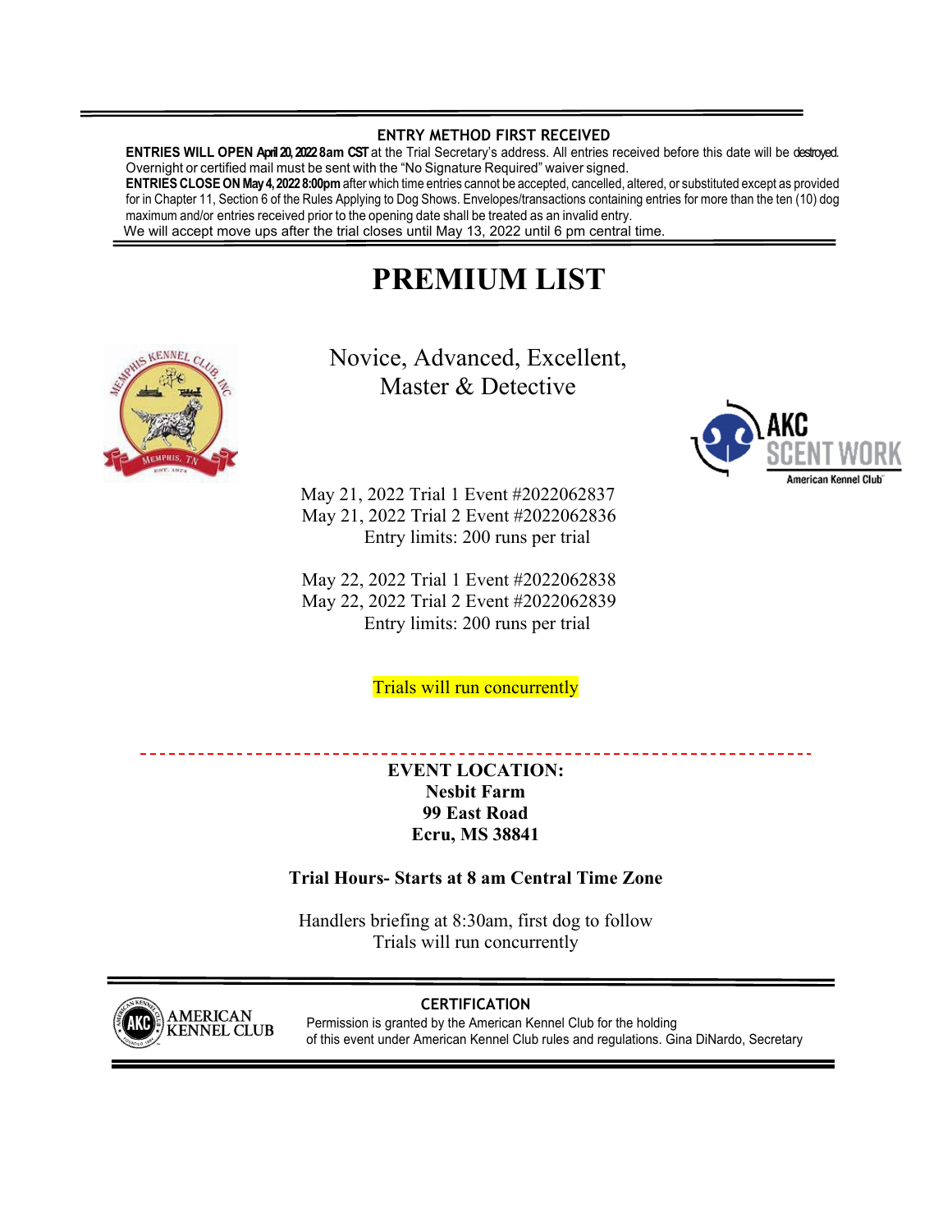### ENTRY METHOD FIRST RECEIVED

**ENTRIES WILL OPEN April 20, 2022 8am CST** at the Trial Secretary's address. All entries received before this date will be destroyed. Overnight or certified mail must be sent with the "No Signature Required" waiver signed.

**ENTRIES CLOSE ON May 4, 2022 8:00pm** after which time entries cannot be accepted, cancelled, altered, or substituted except as provided for in Chapter 11, Section 6 of the Rules Applying to Dog Shows. Envelopes/transactions containing entries for more than the ten (10) dog maximum and/or entries received prior to the opening date shall be treated as an invalid entry.

We will accept move ups after the trial closes until May 13, 2022 until 6 pm central time.

# PREMIUM LIST

Novice, Advanced, Excellent, Master & Detective

May 21, 2022 Trial 1 Event #2022062837
May 21, 2022 Trial 2 Event #2022062836
Entry limits: 200 runs per trial

May 22, 2022 Trial 1 Event #2022062838
May 22, 2022 Trial 2 Event #2022062839
Entry limits: 200 runs per trial

Trials will run concurrently

**EVENT LOCATION:**
**Nesbit Farm**
**99 East Road**
**Ecru, MS 38841**

**Trial Hours- Starts at 8 am Central Time Zone**

Handlers briefing at 8:30am, first dog to follow
Trials will run concurrently

### CERTIFICATION

Permission is granted by the American Kennel Club for the holding of this event under American Kennel Club rules and regulations. Gina DiNardo, Secretary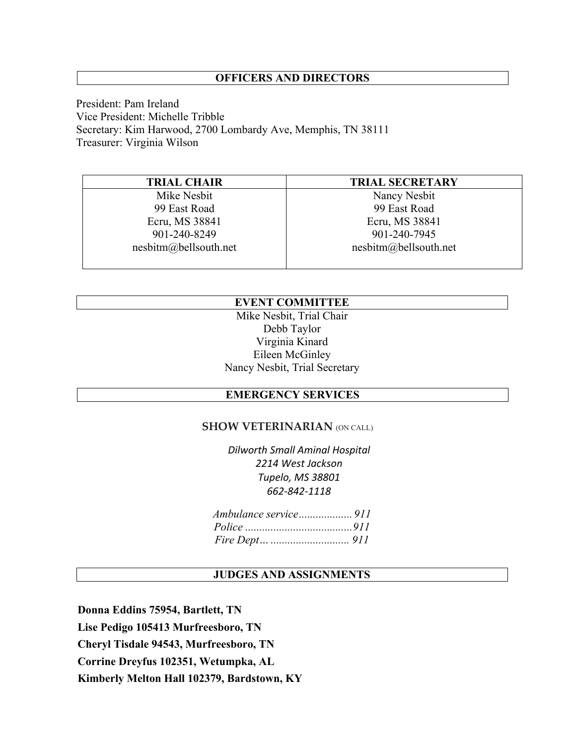## OFFICERS AND DIRECTORS

President: Pam Ireland
Vice President: Michelle Tribble
Secretary: Kim Harwood, 2700 Lombardy Ave, Memphis, TN 38111
Treasurer: Virginia Wilson

| TRIAL CHAIR | TRIAL SECRETARY |
|---|---|
| Mike Nesbit<br>99 East Road<br>Ecru, MS 38841<br>901-240-8249<br>nesbitm@bellsouth.net | Nancy Nesbit<br>99 East Road<br>Ecru, MS 38841<br>901-240-7945<br>nesbitm@bellsouth.net |

## EVENT COMMITTEE

Mike Nesbit, Trial Chair
Debb Taylor
Virginia Kinard
Eileen McGinley
Nancy Nesbit, Trial Secretary

## EMERGENCY SERVICES

### SHOW VETERINARIAN (ON CALL)

*Dilworth Small Aminal Hospital*
*2214 West Jackson*
*Tupelo, MS 38801*
*662-842-1118*

*Ambulance service................... 911*
*Police ......................................911*
*Fire Dept… ........................... 911*

## JUDGES AND ASSIGNMENTS

**Donna Eddins 75954, Bartlett, TN**

**Lise Pedigo 105413 Murfreesboro, TN**

**Cheryl Tisdale 94543, Murfreesboro, TN**

**Corrine Dreyfus 102351, Wetumpka, AL**

**Kimberly Melton Hall 102379, Bardstown, KY**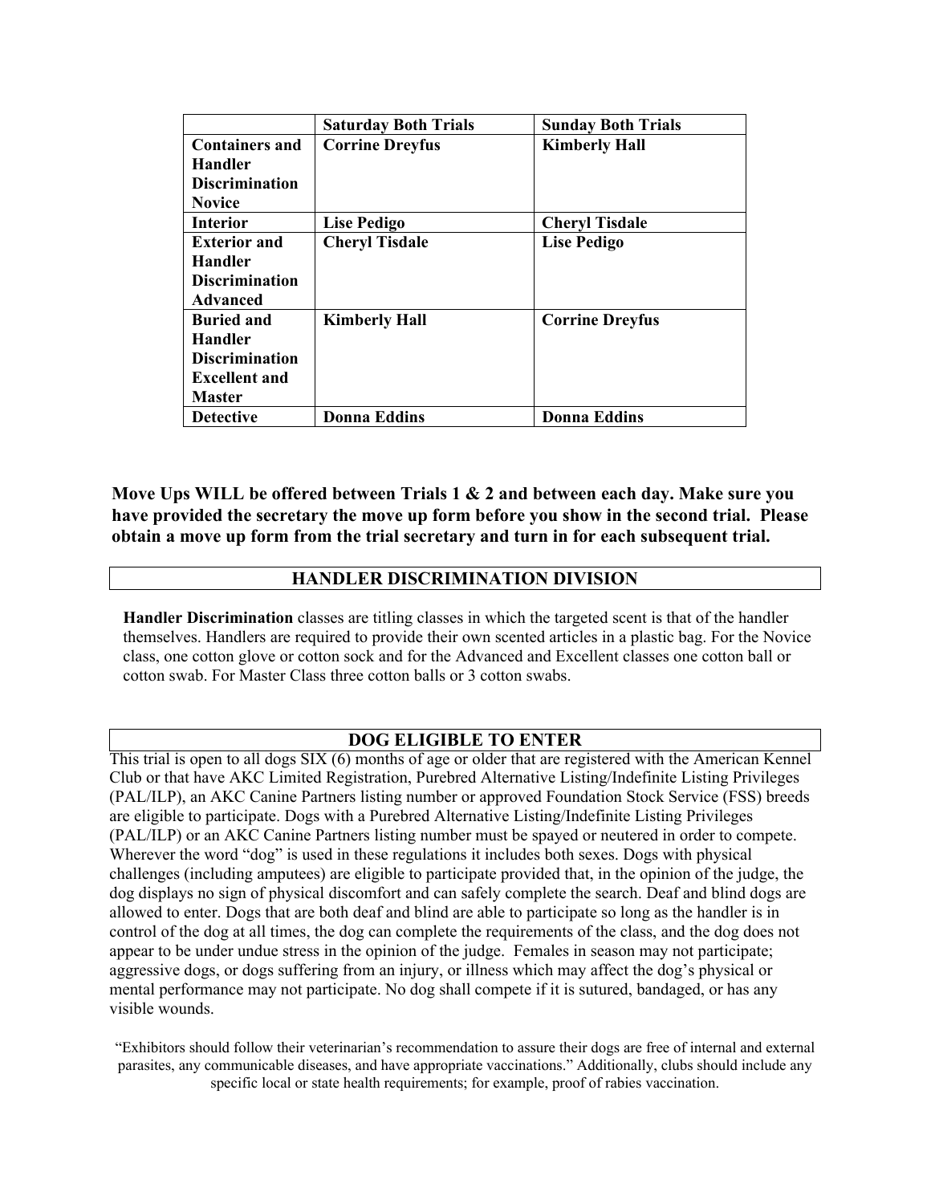| | **Saturday Both Trials** | **Sunday Both Trials** |
|---|---|---|
| **Containers and Handler Discrimination Novice** | **Corrine Dreyfus** | **Kimberly Hall** |
| **Interior** | **Lise Pedigo** | **Cheryl Tisdale** |
| **Exterior and Handler Discrimination Advanced** | **Cheryl Tisdale** | **Lise Pedigo** |
| **Buried and Handler Discrimination Excellent and Master** | **Kimberly Hall** | **Corrine Dreyfus** |
| **Detective** | **Donna Eddins** | **Donna Eddins** |

**Move Ups WILL be offered between Trials 1 & 2 and between each day. Make sure you have provided the secretary the move up form before you show in the second trial. Please obtain a move up form from the trial secretary and turn in for each subsequent trial.**

## HANDLER DISCRIMINATION DIVISION

**Handler Discrimination** classes are titling classes in which the targeted scent is that of the handler themselves. Handlers are required to provide their own scented articles in a plastic bag. For the Novice class, one cotton glove or cotton sock and for the Advanced and Excellent classes one cotton ball or cotton swab. For Master Class three cotton balls or 3 cotton swabs.

## DOG ELIGIBLE TO ENTER

This trial is open to all dogs SIX (6) months of age or older that are registered with the American Kennel Club or that have AKC Limited Registration, Purebred Alternative Listing/Indefinite Listing Privileges (PAL/ILP), an AKC Canine Partners listing number or approved Foundation Stock Service (FSS) breeds are eligible to participate. Dogs with a Purebred Alternative Listing/Indefinite Listing Privileges (PAL/ILP) or an AKC Canine Partners listing number must be spayed or neutered in order to compete. Wherever the word "dog" is used in these regulations it includes both sexes. Dogs with physical challenges (including amputees) are eligible to participate provided that, in the opinion of the judge, the dog displays no sign of physical discomfort and can safely complete the search. Deaf and blind dogs are allowed to enter. Dogs that are both deaf and blind are able to participate so long as the handler is in control of the dog at all times, the dog can complete the requirements of the class, and the dog does not appear to be under undue stress in the opinion of the judge. Females in season may not participate; aggressive dogs, or dogs suffering from an injury, or illness which may affect the dog's physical or mental performance may not participate. No dog shall compete if it is sutured, bandaged, or has any visible wounds.

"Exhibitors should follow their veterinarian's recommendation to assure their dogs are free of internal and external parasites, any communicable diseases, and have appropriate vaccinations." Additionally, clubs should include any specific local or state health requirements; for example, proof of rabies vaccination.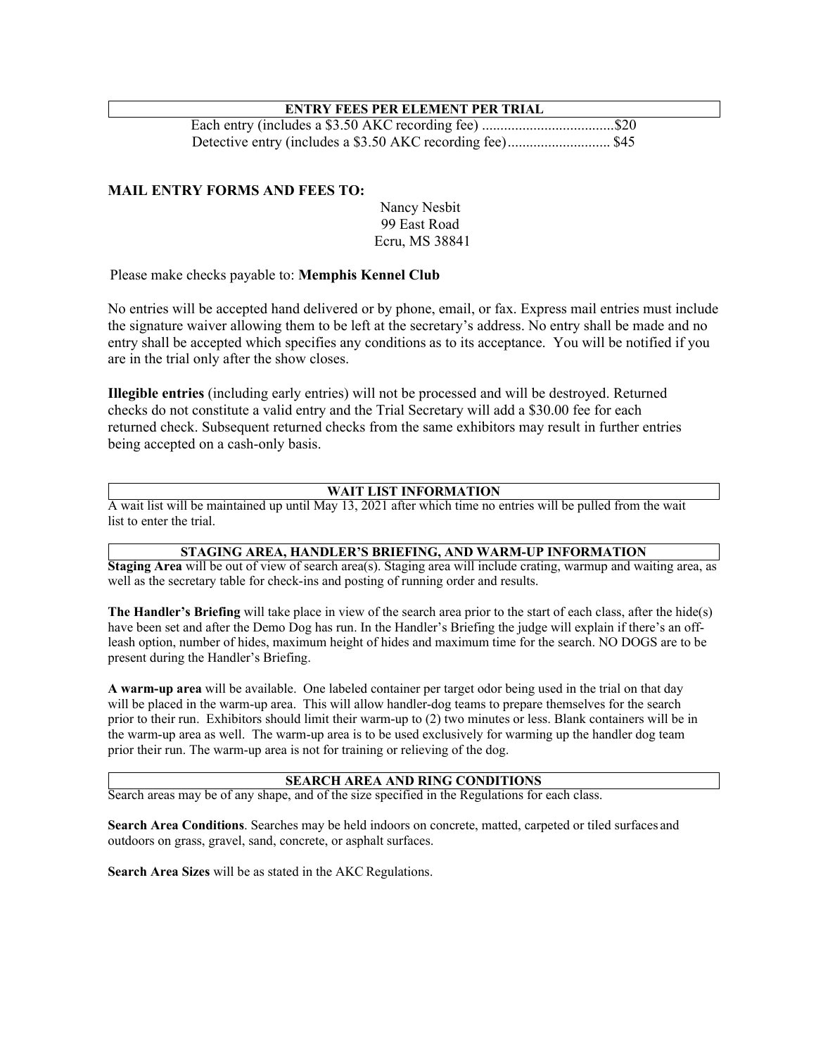## ENTRY FEES PER ELEMENT PER TRIAL

Each entry (includes a $3.50 AKC recording fee) ....................................$20
Detective entry (includes a $3.50 AKC recording fee)............................ $45

**MAIL ENTRY FORMS AND FEES TO:**

Nancy Nesbit
99 East Road
Ecru, MS 38841

Please make checks payable to: **Memphis Kennel Club**

No entries will be accepted hand delivered or by phone, email, or fax. Express mail entries must include the signature waiver allowing them to be left at the secretary's address. No entry shall be made and no entry shall be accepted which specifies any conditions as to its acceptance. You will be notified if you are in the trial only after the show closes.

**Illegible entries** (including early entries) will not be processed and will be destroyed. Returned checks do not constitute a valid entry and the Trial Secretary will add a $30.00 fee for each returned check. Subsequent returned checks from the same exhibitors may result in further entries being accepted on a cash-only basis.

## WAIT LIST INFORMATION

A wait list will be maintained up until May 13, 2021 after which time no entries will be pulled from the wait list to enter the trial.

## STAGING AREA, HANDLER'S BRIEFING, AND WARM-UP INFORMATION

**Staging Area** will be out of view of search area(s). Staging area will include crating, warmup and waiting area, as well as the secretary table for check-ins and posting of running order and results.

**The Handler's Briefing** will take place in view of the search area prior to the start of each class, after the hide(s) have been set and after the Demo Dog has run. In the Handler's Briefing the judge will explain if there's an off-leash option, number of hides, maximum height of hides and maximum time for the search. NO DOGS are to be present during the Handler's Briefing.

**A warm-up area** will be available. One labeled container per target odor being used in the trial on that day will be placed in the warm-up area. This will allow handler-dog teams to prepare themselves for the search prior to their run. Exhibitors should limit their warm-up to (2) two minutes or less. Blank containers will be in the warm-up area as well. The warm-up area is to be used exclusively for warming up the handler dog team prior their run. The warm-up area is not for training or relieving of the dog.

## SEARCH AREA AND RING CONDITIONS

Search areas may be of any shape, and of the size specified in the Regulations for each class.

**Search Area Conditions**. Searches may be held indoors on concrete, matted, carpeted or tiled surfaces and outdoors on grass, gravel, sand, concrete, or asphalt surfaces.

**Search Area Sizes** will be as stated in the AKC Regulations.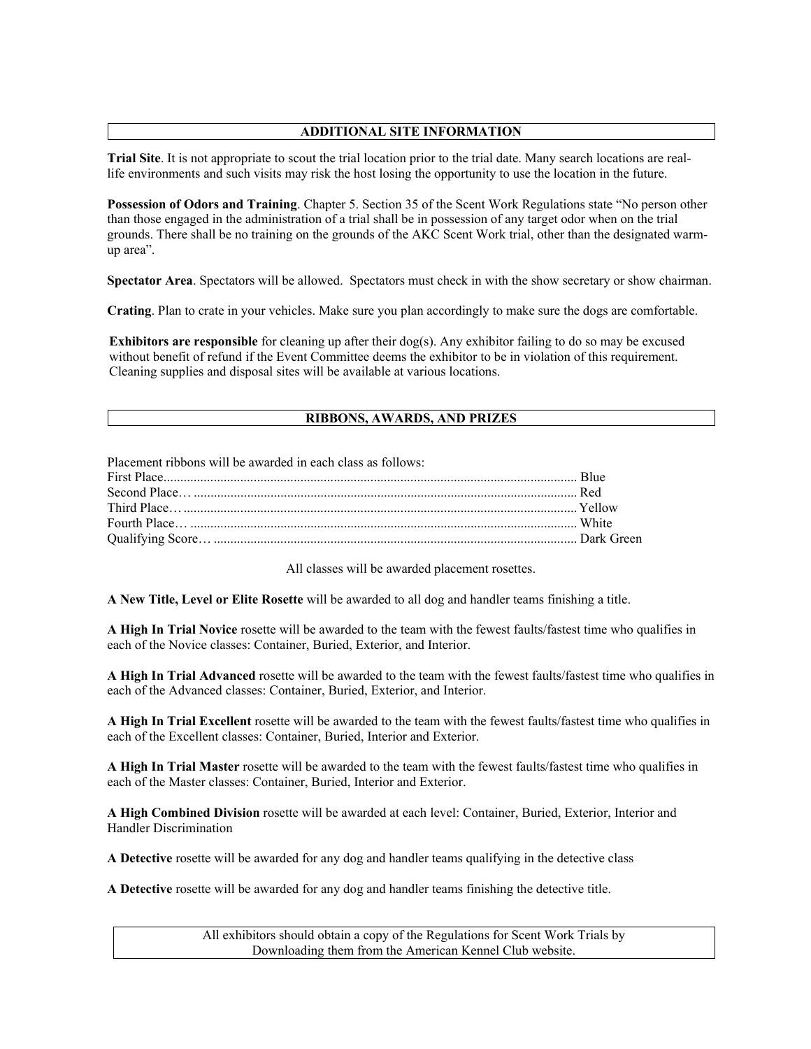## ADDITIONAL SITE INFORMATION

**Trial Site**. It is not appropriate to scout the trial location prior to the trial date. Many search locations are real-life environments and such visits may risk the host losing the opportunity to use the location in the future.

**Possession of Odors and Training**. Chapter 5. Section 35 of the Scent Work Regulations state "No person other than those engaged in the administration of a trial shall be in possession of any target odor when on the trial grounds. There shall be no training on the grounds of the AKC Scent Work trial, other than the designated warm-up area".

**Spectator Area**. Spectators will be allowed. Spectators must check in with the show secretary or show chairman.

**Crating**. Plan to crate in your vehicles. Make sure you plan accordingly to make sure the dogs are comfortable.

**Exhibitors are responsible** for cleaning up after their dog(s). Any exhibitor failing to do so may be excused without benefit of refund if the Event Committee deems the exhibitor to be in violation of this requirement. Cleaning supplies and disposal sites will be available at various locations.

## RIBBONS, AWARDS, AND PRIZES

Placement ribbons will be awarded in each class as follows:

| | |
|---|---|
| First Place | Blue |
| Second Place… | Red |
| Third Place… | Yellow |
| Fourth Place… | White |
| Qualifying Score… | Dark Green |

All classes will be awarded placement rosettes.

**A New Title, Level or Elite Rosette** will be awarded to all dog and handler teams finishing a title.

**A High In Trial Novice** rosette will be awarded to the team with the fewest faults/fastest time who qualifies in each of the Novice classes: Container, Buried, Exterior, and Interior.

**A High In Trial Advanced** rosette will be awarded to the team with the fewest faults/fastest time who qualifies in each of the Advanced classes: Container, Buried, Exterior, and Interior.

**A High In Trial Excellent** rosette will be awarded to the team with the fewest faults/fastest time who qualifies in each of the Excellent classes: Container, Buried, Interior and Exterior.

**A High In Trial Master** rosette will be awarded to the team with the fewest faults/fastest time who qualifies in each of the Master classes: Container, Buried, Interior and Exterior.

**A High Combined Division** rosette will be awarded at each level: Container, Buried, Exterior, Interior and Handler Discrimination

**A Detective** rosette will be awarded for any dog and handler teams qualifying in the detective class

**A Detective** rosette will be awarded for any dog and handler teams finishing the detective title.

All exhibitors should obtain a copy of the Regulations for Scent Work Trials by Downloading them from the American Kennel Club website.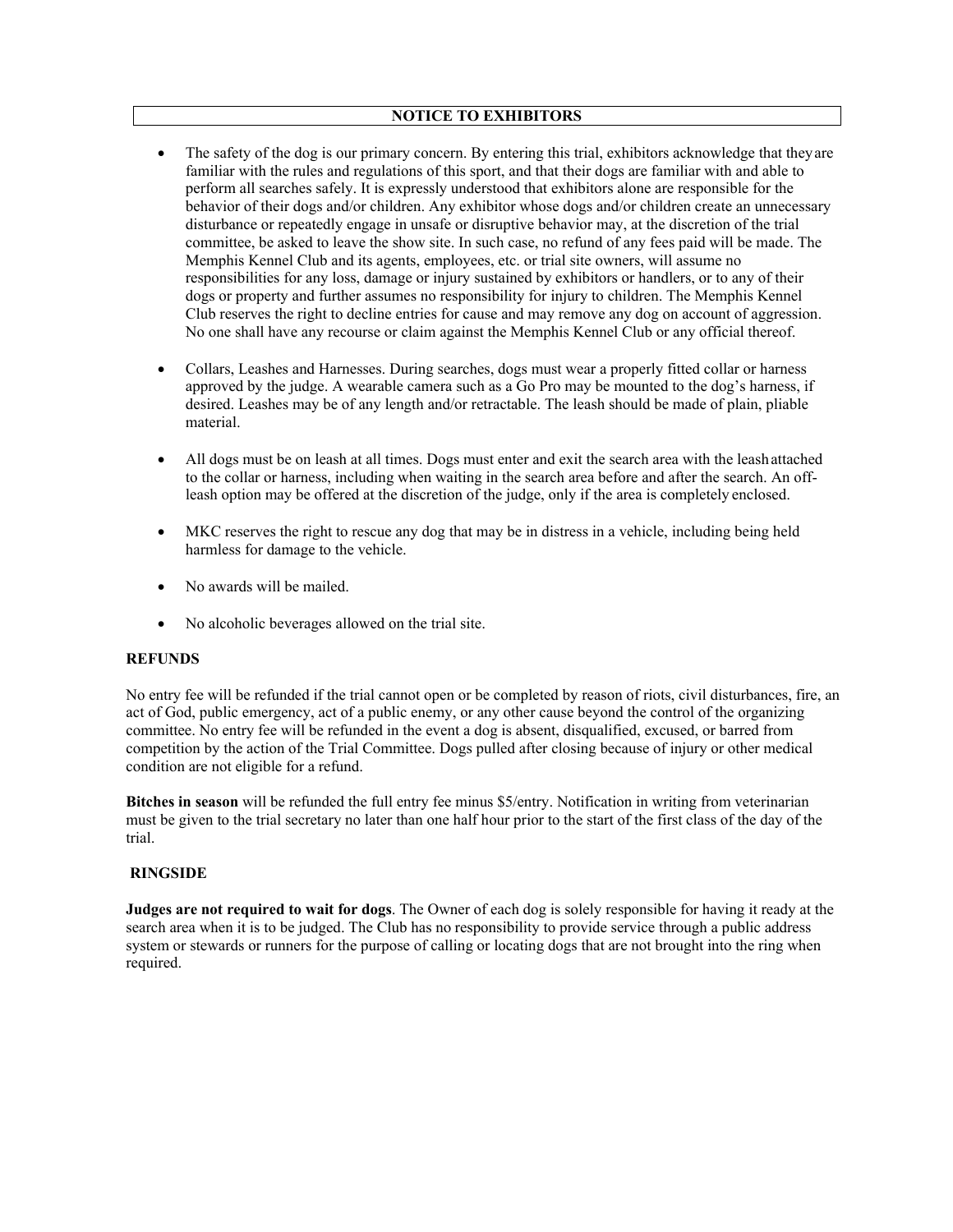## NOTICE TO EXHIBITORS

- The safety of the dog is our primary concern. By entering this trial, exhibitors acknowledge that they are familiar with the rules and regulations of this sport, and that their dogs are familiar with and able to perform all searches safely. It is expressly understood that exhibitors alone are responsible for the behavior of their dogs and/or children. Any exhibitor whose dogs and/or children create an unnecessary disturbance or repeatedly engage in unsafe or disruptive behavior may, at the discretion of the trial committee, be asked to leave the show site. In such case, no refund of any fees paid will be made. The Memphis Kennel Club and its agents, employees, etc. or trial site owners, will assume no responsibilities for any loss, damage or injury sustained by exhibitors or handlers, or to any of their dogs or property and further assumes no responsibility for injury to children. The Memphis Kennel Club reserves the right to decline entries for cause and may remove any dog on account of aggression. No one shall have any recourse or claim against the Memphis Kennel Club or any official thereof.

- Collars, Leashes and Harnesses. During searches, dogs must wear a properly fitted collar or harness approved by the judge. A wearable camera such as a Go Pro may be mounted to the dog's harness, if desired. Leashes may be of any length and/or retractable. The leash should be made of plain, pliable material.

- All dogs must be on leash at all times. Dogs must enter and exit the search area with the leash attached to the collar or harness, including when waiting in the search area before and after the search. An off-leash option may be offered at the discretion of the judge, only if the area is completely enclosed.

- MKC reserves the right to rescue any dog that may be in distress in a vehicle, including being held harmless for damage to the vehicle.

- No awards will be mailed.

- No alcoholic beverages allowed on the trial site.

**REFUNDS**

No entry fee will be refunded if the trial cannot open or be completed by reason of riots, civil disturbances, fire, an act of God, public emergency, act of a public enemy, or any other cause beyond the control of the organizing committee. No entry fee will be refunded in the event a dog is absent, disqualified, excused, or barred from competition by the action of the Trial Committee. Dogs pulled after closing because of injury or other medical condition are not eligible for a refund.

**Bitches in season** will be refunded the full entry fee minus $5/entry. Notification in writing from veterinarian must be given to the trial secretary no later than one half hour prior to the start of the first class of the day of the trial.

**RINGSIDE**

**Judges are not required to wait for dogs**. The Owner of each dog is solely responsible for having it ready at the search area when it is to be judged. The Club has no responsibility to provide service through a public address system or stewards or runners for the purpose of calling or locating dogs that are not brought into the ring when required.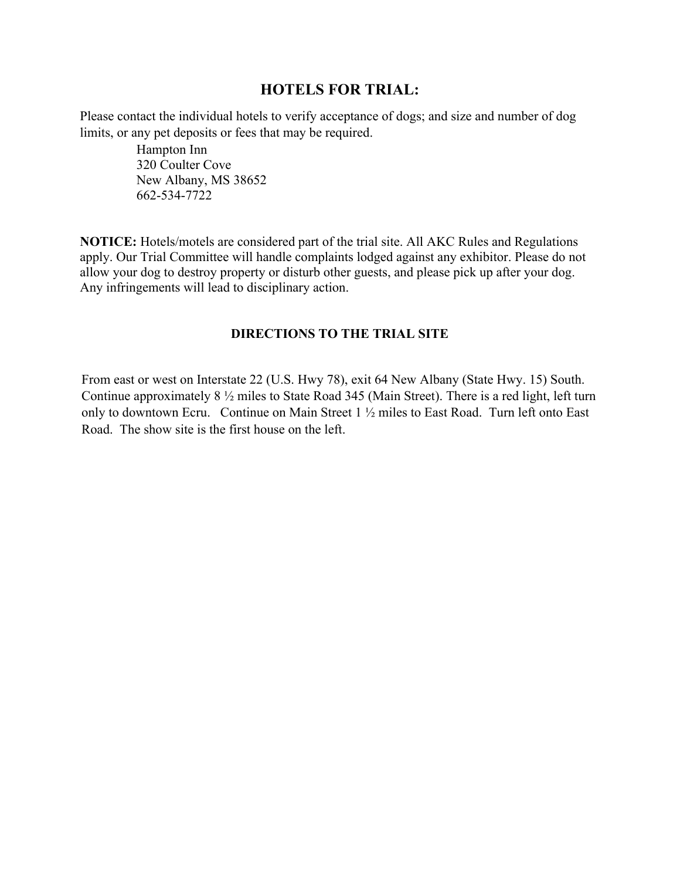## HOTELS FOR TRIAL:

Please contact the individual hotels to verify acceptance of dogs; and size and number of dog limits, or any pet deposits or fees that may be required.

Hampton Inn  
320 Coulter Cove  
New Albany, MS 38652  
662-534-7722

**NOTICE:** Hotels/motels are considered part of the trial site. All AKC Rules and Regulations apply. Our Trial Committee will handle complaints lodged against any exhibitor. Please do not allow your dog to destroy property or disturb other guests, and please pick up after your dog. Any infringements will lead to disciplinary action.

### DIRECTIONS TO THE TRIAL SITE

From east or west on Interstate 22 (U.S. Hwy 78), exit 64 New Albany (State Hwy. 15) South. Continue approximately 8 ½ miles to State Road 345 (Main Street). There is a red light, left turn only to downtown Ecru. Continue on Main Street 1 ½ miles to East Road. Turn left onto East Road. The show site is the first house on the left.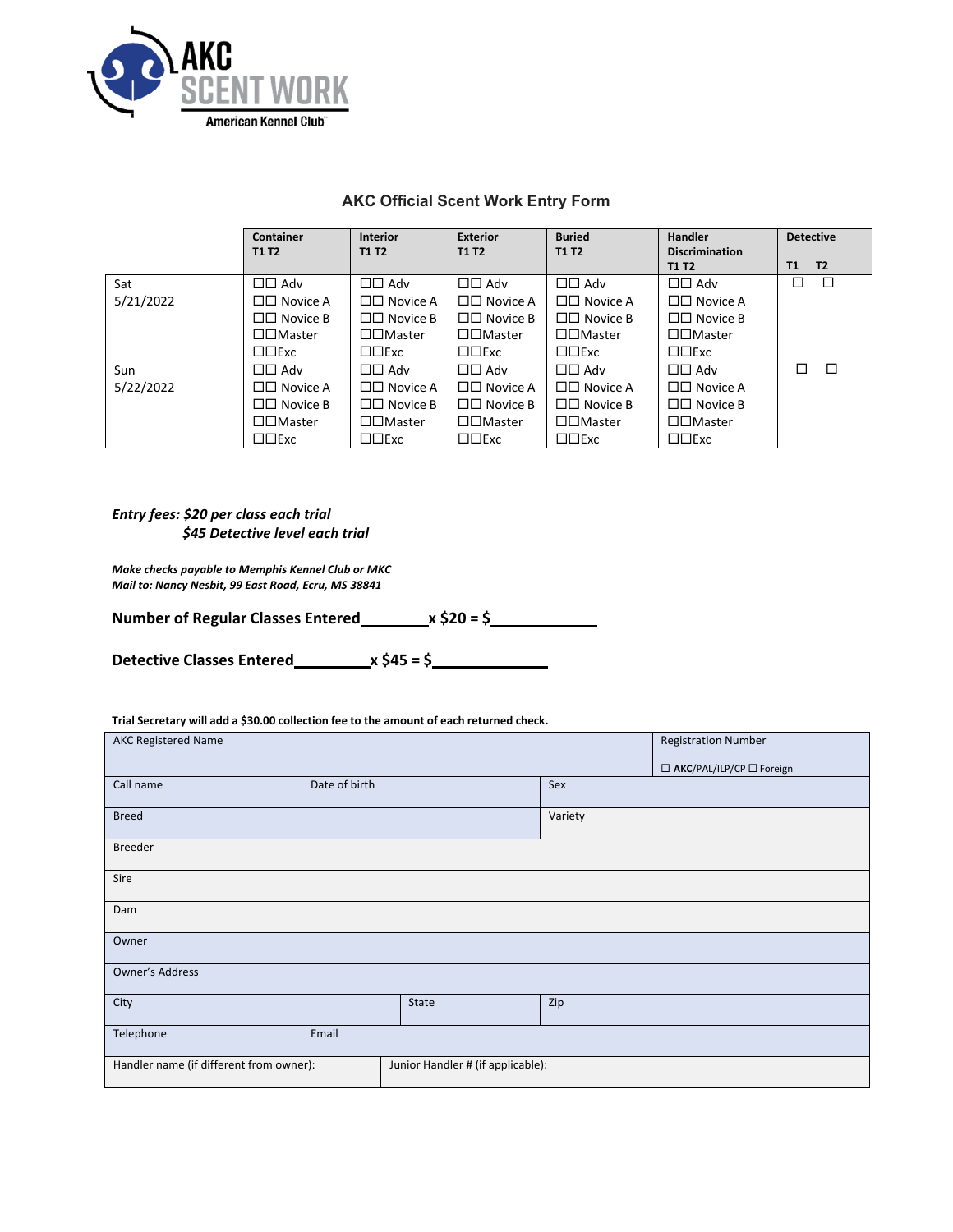AKC SCENT WORK
American Kennel Club

## AKC Official Scent Work Entry Form

| | Container T1 T2 | Interior T1 T2 | Exterior T1 T2 | Buried T1 T2 | Handler Discrimination T1 T2 | Detective T1 T2 |
|---|---|---|---|---|---|---|
| Sat 5/21/2022 | ☐☐ Adv<br>☐☐ Novice A<br>☐☐ Novice B<br>☐☐Master<br>☐☐Exc | ☐☐ Adv<br>☐☐ Novice A<br>☐☐ Novice B<br>☐☐Master<br>☐☐Exc | ☐☐ Adv<br>☐☐ Novice A<br>☐☐ Novice B<br>☐☐Master<br>☐☐Exc | ☐☐ Adv<br>☐☐ Novice A<br>☐☐ Novice B<br>☐☐Master<br>☐☐Exc | ☐☐ Adv<br>☐☐ Novice A<br>☐☐ Novice B<br>☐☐Master<br>☐☐Exc | ☐ ☐ |
| Sun 5/22/2022 | ☐☐ Adv<br>☐☐ Novice A<br>☐☐ Novice B<br>☐☐Master<br>☐☐Exc | ☐☐ Adv<br>☐☐ Novice A<br>☐☐ Novice B<br>☐☐Master<br>☐☐Exc | ☐☐ Adv<br>☐☐ Novice A<br>☐☐ Novice B<br>☐☐Master<br>☐☐Exc | ☐☐ Adv<br>☐☐ Novice A<br>☐☐ Novice B<br>☐☐Master<br>☐☐Exc | ☐☐ Adv<br>☐☐ Novice A<br>☐☐ Novice B<br>☐☐Master<br>☐☐Exc | ☐ ☐ |

***Entry fees: $20 per class each trial***
***$45 Detective level each trial***

***Make checks payable to Memphis Kennel Club or MKC***
***Mail to: Nancy Nesbit, 99 East Road, Ecru, MS 38841***

**Number of Regular Classes Entered________x $20 = $____________**

**Detective Classes Entered_________x $45 = $_____________**

**Trial Secretary will add a $30.00 collection fee to the amount of each returned check.**

| AKC Registered Name | | | Registration Number<br>☐ **AKC**/PAL/ILP/CP ☐ Foreign |
|---|---|---|---|
| Call name | Date of birth | Sex | |
| Breed | | Variety | |
| Breeder | | | |
| Sire | | | |
| Dam | | | |
| Owner | | | |
| Owner's Address | | | |
| City | State | Zip | |
| Telephone | Email | | |
| Handler name (if different from owner): | Junior Handler # (if applicable): | | |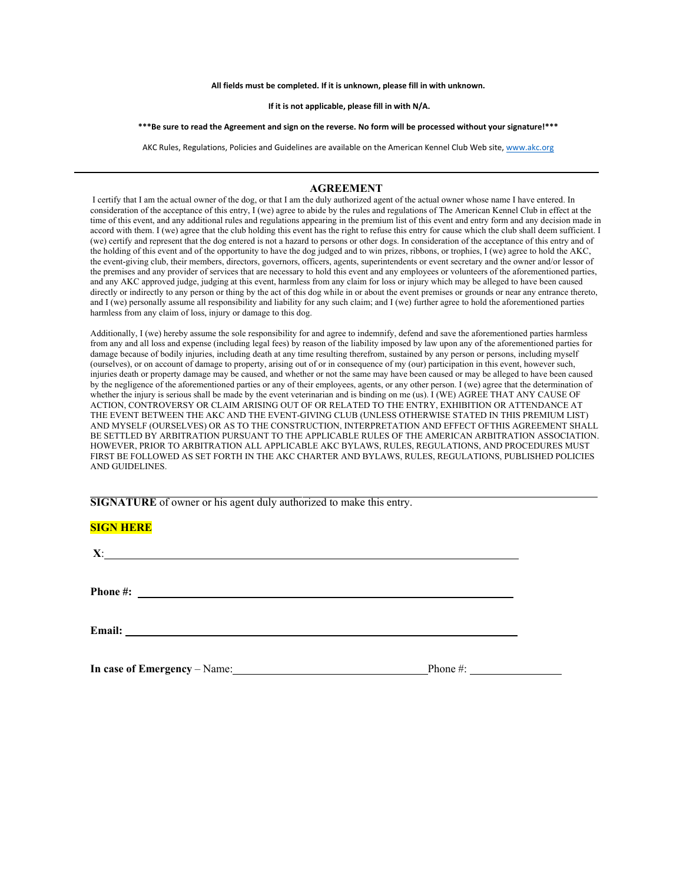**All fields must be completed. If it is unknown, please fill in with unknown.**

**If it is not applicable, please fill in with N/A.**

**\*\*\*Be sure to read the Agreement and sign on the reverse. No form will be processed without your signature!\*\*\***

AKC Rules, Regulations, Policies and Guidelines are available on the American Kennel Club Web site, www.akc.org

---

## AGREEMENT

I certify that I am the actual owner of the dog, or that I am the duly authorized agent of the actual owner whose name I have entered. In consideration of the acceptance of this entry, I (we) agree to abide by the rules and regulations of The American Kennel Club in effect at the time of this event, and any additional rules and regulations appearing in the premium list of this event and entry form and any decision made in accord with them. I (we) agree that the club holding this event has the right to refuse this entry for cause which the club shall deem sufficient. I (we) certify and represent that the dog entered is not a hazard to persons or other dogs. In consideration of the acceptance of this entry and of the holding of this event and of the opportunity to have the dog judged and to win prizes, ribbons, or trophies, I (we) agree to hold the AKC, the event-giving club, their members, directors, governors, officers, agents, superintendents or event secretary and the owner and/or lessor of the premises and any provider of services that are necessary to hold this event and any employees or volunteers of the aforementioned parties, and any AKC approved judge, judging at this event, harmless from any claim for loss or injury which may be alleged to have been caused directly or indirectly to any person or thing by the act of this dog while in or about the event premises or grounds or near any entrance thereto, and I (we) personally assume all responsibility and liability for any such claim; and I (we) further agree to hold the aforementioned parties harmless from any claim of loss, injury or damage to this dog.

Additionally, I (we) hereby assume the sole responsibility for and agree to indemnify, defend and save the aforementioned parties harmless from any and all loss and expense (including legal fees) by reason of the liability imposed by law upon any of the aforementioned parties for damage because of bodily injuries, including death at any time resulting therefrom, sustained by any person or persons, including myself (ourselves), or on account of damage to property, arising out of or in consequence of my (our) participation in this event, however such, injuries death or property damage may be caused, and whether or not the same may have been caused or may be alleged to have been caused by the negligence of the aforementioned parties or any of their employees, agents, or any other person. I (we) agree that the determination of whether the injury is serious shall be made by the event veterinarian and is binding on me (us). I (WE) AGREE THAT ANY CAUSE OF ACTION, CONTROVERSY OR CLAIM ARISING OUT OF OR RELATED TO THE ENTRY, EXHIBITION OR ATTENDANCE AT THE EVENT BETWEEN THE AKC AND THE EVENT-GIVING CLUB (UNLESS OTHERWISE STATED IN THIS PREMIUM LIST) AND MYSELF (OURSELVES) OR AS TO THE CONSTRUCTION, INTERPRETATION AND EFFECT OFTHIS AGREEMENT SHALL BE SETTLED BY ARBITRATION PURSUANT TO THE APPLICABLE RULES OF THE AMERICAN ARBITRATION ASSOCIATION. HOWEVER, PRIOR TO ARBITRATION ALL APPLICABLE AKC BYLAWS, RULES, REGULATIONS, AND PROCEDURES MUST FIRST BE FOLLOWED AS SET FORTH IN THE AKC CHARTER AND BYLAWS, RULES, REGULATIONS, PUBLISHED POLICIES AND GUIDELINES.

**SIGNATURE** of owner or his agent duly authorized to make this entry.

**SIGN HERE**

**X**: ______________________________________________

**Phone #:** ______________________________________________

**Email:** ______________________________________________

**In case of Emergency** – Name: ______________________ Phone #: ______________